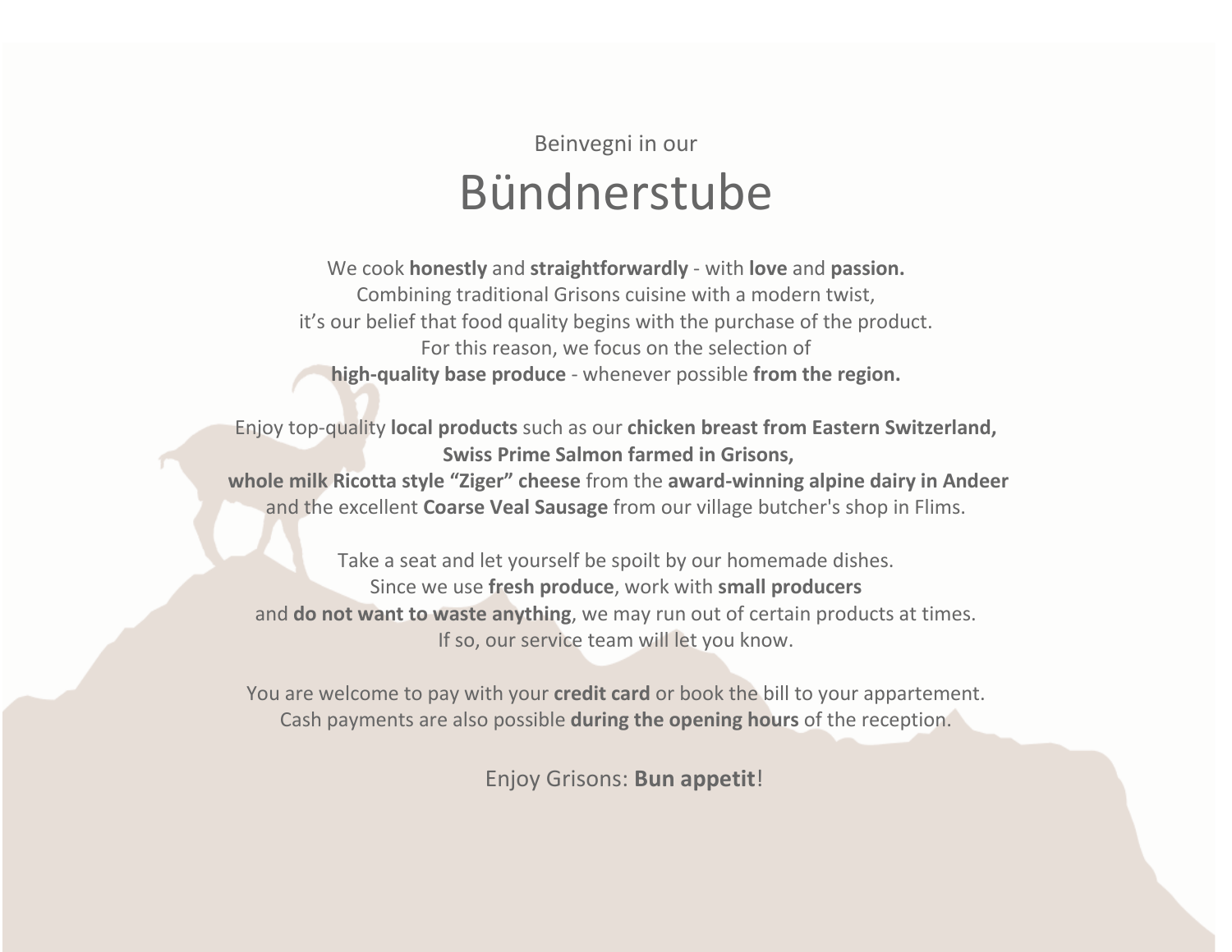Beinvegni in our

# Bündnerstube

We cook **honestly** and **straightforwardly** - with **love** and **passion.**
Combining traditional Grisons cuisine with a modern twist,
it's our belief that food quality begins with the purchase of the product.
For this reason, we focus on the selection of
**high-quality base produce** - whenever possible **from the region.**

Enjoy top-quality **local products** such as our **chicken breast from Eastern Switzerland,**
**Swiss Prime Salmon farmed in Grisons,**
**whole milk Ricotta style "Ziger" cheese** from the **award-winning alpine dairy in Andeer**
and the excellent **Coarse Veal Sausage** from our village butcher's shop in Flims.

Take a seat and let yourself be spoilt by our homemade dishes.
Since we use **fresh produce**, work with **small producers**
and **do not want to waste anything**, we may run out of certain products at times.
If so, our service team will let you know.

You are welcome to pay with your **credit card** or book the bill to your appartement.
Cash payments are also possible **during the opening hours** of the reception.

Enjoy Grisons: **Bun appetit**!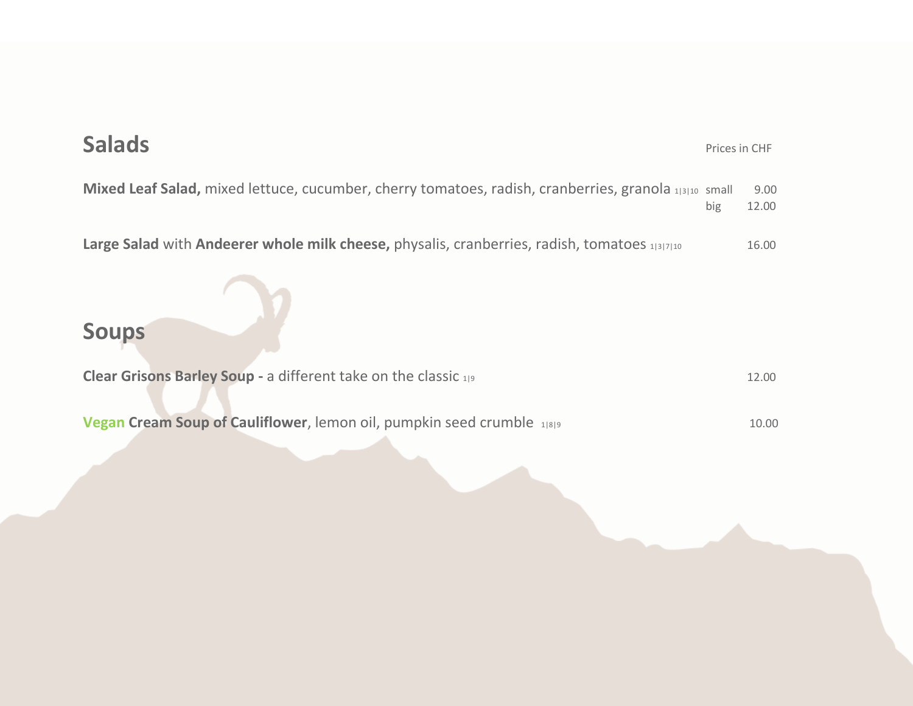## Salads

Prices in CHF

**Mixed Leaf Salad,** mixed lettuce, cucumber, cherry tomatoes, radish, cranberries, granola 1|3|10 small 9.00
big 12.00

**Large Salad** with **Andeerer whole milk cheese,** physalis, cranberries, radish, tomatoes 1|3|7|10 16.00

## Soups

**Clear Grisons Barley Soup -** a different take on the classic 1|9 12.00

**Vegan Cream Soup of Cauliflower**, lemon oil, pumpkin seed crumble 1|8|9 10.00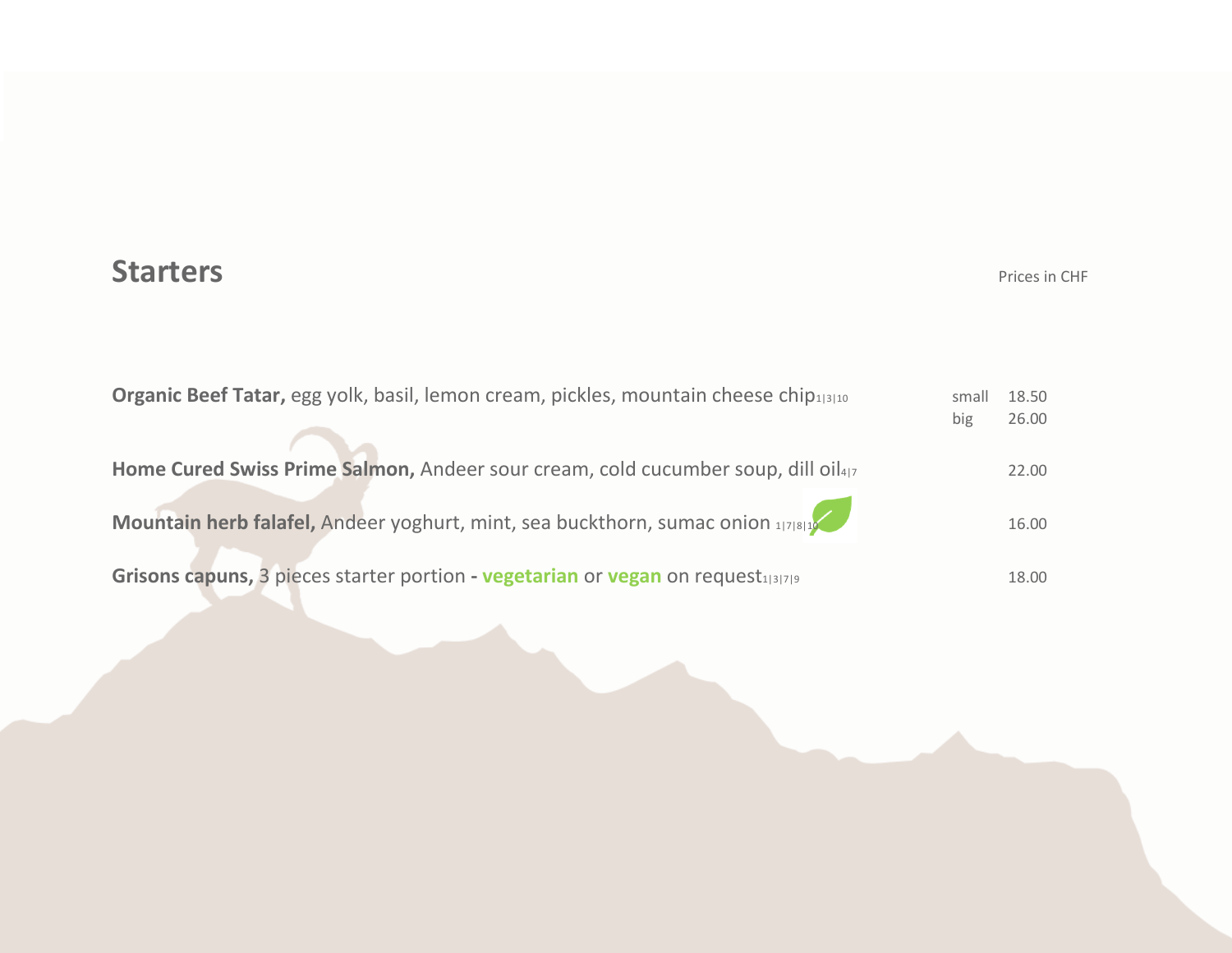## Starters

Prices in CHF

| | | |
|---|---|---|
| **Organic Beef Tatar,** egg yolk, basil, lemon cream, pickles, mountain cheese chip 1\|3\|10 | small | 18.50 |
| | big | 26.00 |
| **Home Cured Swiss Prime Salmon,** Andeer sour cream, cold cucumber soup, dill oil 4\|7 | | 22.00 |
| **Mountain herb falafel,** Andeer yoghurt, mint, sea buckthorn, sumac onion 1\|7\|8\|10 | | 16.00 |
| **Grisons capuns,** 3 pieces starter portion **- vegetarian** or **vegan** on request 1\|3\|7\|9 | | 18.00 |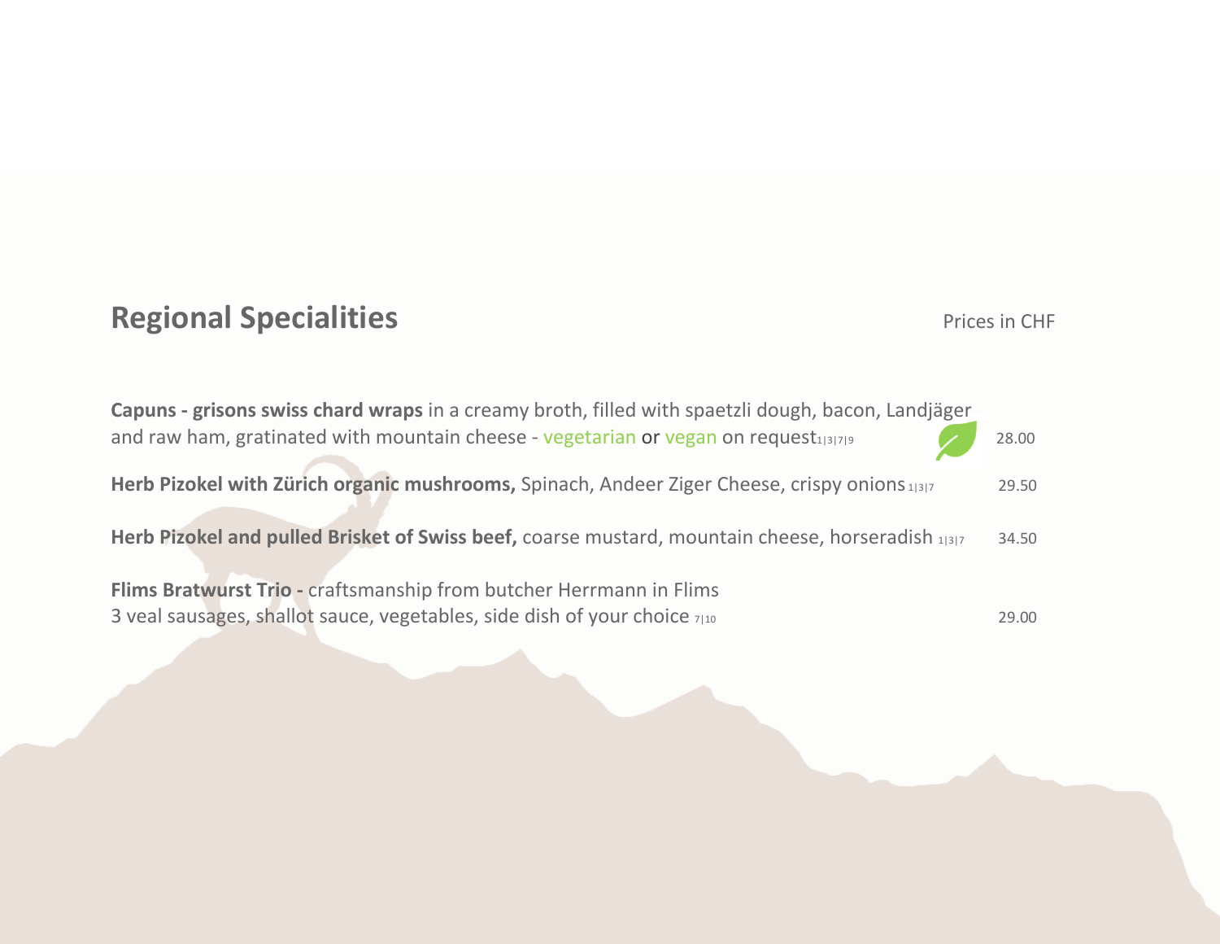## Regional Specialities

Prices in CHF

**Capuns - grisons swiss chard wraps** in a creamy broth, filled with spaetzli dough, bacon, Landjäger and raw ham, gratinated with mountain cheese - vegetarian or vegan on request 1|3|7|9 — 28.00

**Herb Pizokel with Zürich organic mushrooms,** Spinach, Andeer Ziger Cheese, crispy onions 1|3|7 — 29.50

**Herb Pizokel and pulled Brisket of Swiss beef,** coarse mustard, mountain cheese, horseradish 1|3|7 — 34.50

**Flims Bratwurst Trio -** craftsmanship from butcher Herrmann in Flims
3 veal sausages, shallot sauce, vegetables, side dish of your choice 7|10 — 29.00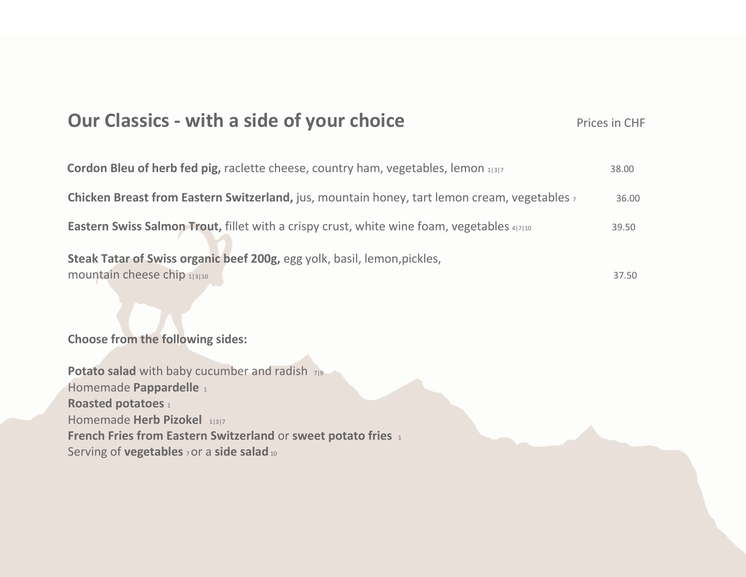## Our Classics - with a side of your choice

Prices in CHF

| | |
|---|---|
| **Cordon Bleu of herb fed pig,** raclette cheese, country ham, vegetables, lemon 1\|3\|7 | 38.00 |
| **Chicken Breast from Eastern Switzerland,** jus, mountain honey, tart lemon cream, vegetables 7 | 36.00 |
| **Eastern Swiss Salmon Trout,** fillet with a crispy crust, white wine foam, vegetables 4\|7\|10 | 39.50 |
| **Steak Tatar of Swiss organic beef 200g,** egg yolk, basil, lemon,pickles, mountain cheese chip 1\|3\|10 | 37.50 |

**Choose from the following sides:**

**Potato salad** with baby cucumber and radish 7|9
Homemade **Pappardelle** 1
**Roasted potatoes** 1
Homemade **Herb Pizokel** 1|3|7
**French Fries from Eastern Switzerland** or **sweet potato fries** 1
Serving of **vegetables** 7 or a **side salad** 10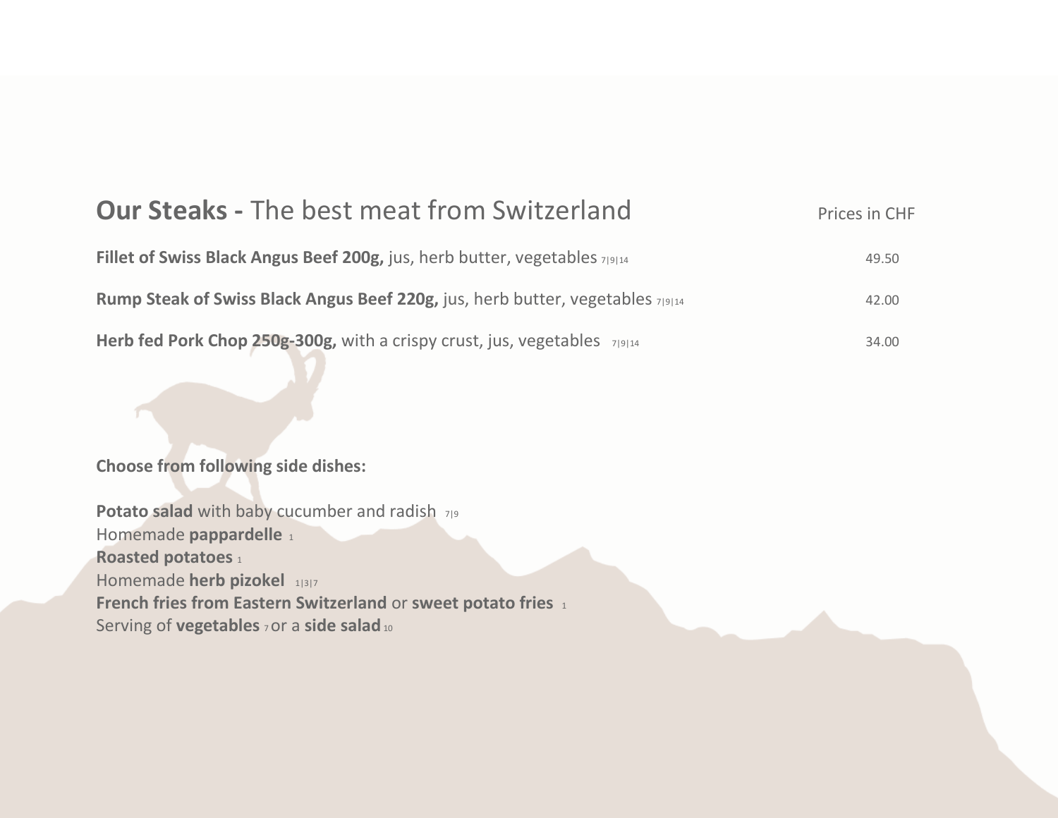## **Our Steaks -** The best meat from Switzerland

| | Prices in CHF |
|---|---|
| **Fillet of Swiss Black Angus Beef 200g,** jus, herb butter, vegetables 7\|9\|14 | 49.50 |
| **Rump Steak of Swiss Black Angus Beef 220g,** jus, herb butter, vegetables 7\|9\|14 | 42.00 |
| **Herb fed Pork Chop 250g-300g,** with a crispy crust, jus, vegetables 7\|9\|14 | 34.00 |

**Choose from following side dishes:**

**Potato salad** with baby cucumber and radish 7|9
Homemade **pappardelle** 1
**Roasted potatoes** 1
Homemade **herb pizokel** 1|3|7
**French fries from Eastern Switzerland** or **sweet potato fries** 1
Serving of **vegetables** 7 or a **side salad** 10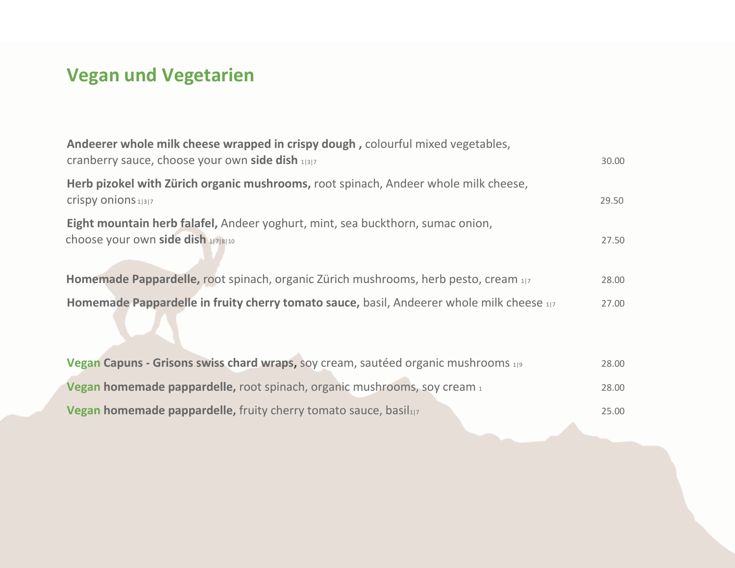## Vegan und Vegetarien

**Andeerer whole milk cheese wrapped in crispy dough ,** colourful mixed vegetables, cranberry sauce, choose your own **side dish** 1|3|7 — 30.00

**Herb pizokel with Zürich organic mushrooms,** root spinach, Andeer whole milk cheese, crispy onions 1|3|7 — 29.50

**Eight mountain herb falafel,** Andeer yoghurt, mint, sea buckthorn, sumac onion, choose your own **side dish** 1|7|8|10 — 27.50

**Homemade Pappardelle,** root spinach, organic Zürich mushrooms, herb pesto, cream 1|7 — 28.00

**Homemade Pappardelle in fruity cherry tomato sauce,** basil, Andeerer whole milk cheese 1|7 — 27.00

**Vegan Capuns - Grisons swiss chard wraps,** soy cream, sautéed organic mushrooms 1|9 — 28.00

**Vegan homemade pappardelle,** root spinach, organic mushrooms, soy cream 1 — 28.00

**Vegan homemade pappardelle,** fruity cherry tomato sauce, basil 1|7 — 25.00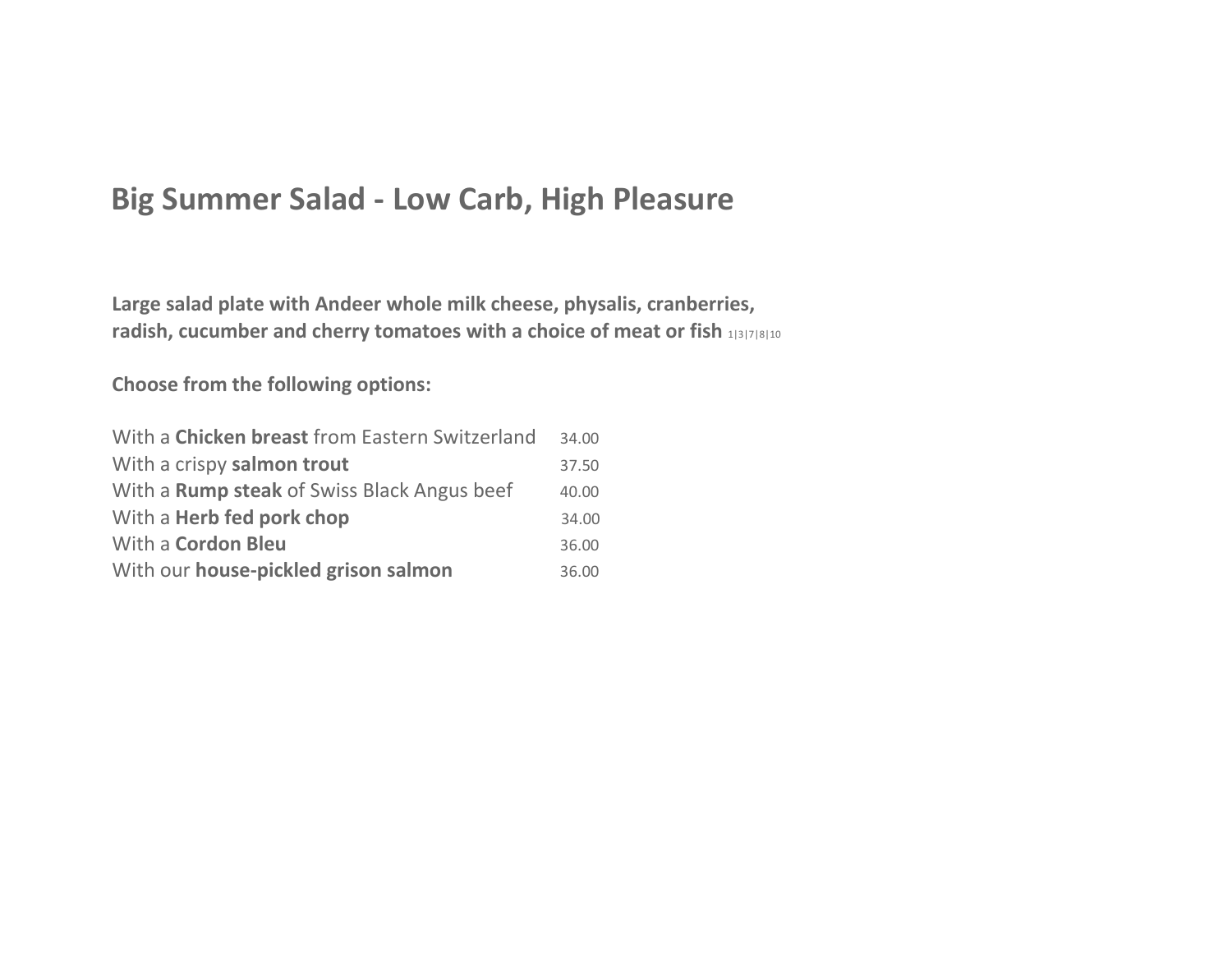# Big Summer Salad - Low Carb, High Pleasure

**Large salad plate with Andeer whole milk cheese, physalis, cranberries, radish, cucumber and cherry tomatoes with a choice of meat or fish** 1|3|7|8|10

**Choose from the following options:**

| | |
|---|---|
| With a **Chicken breast** from Eastern Switzerland | 34.00 |
| With a crispy **salmon trout** | 37.50 |
| With a **Rump steak** of Swiss Black Angus beef | 40.00 |
| With a **Herb fed pork chop** | 34.00 |
| With a **Cordon Bleu** | 36.00 |
| With our **house-pickled grison salmon** | 36.00 |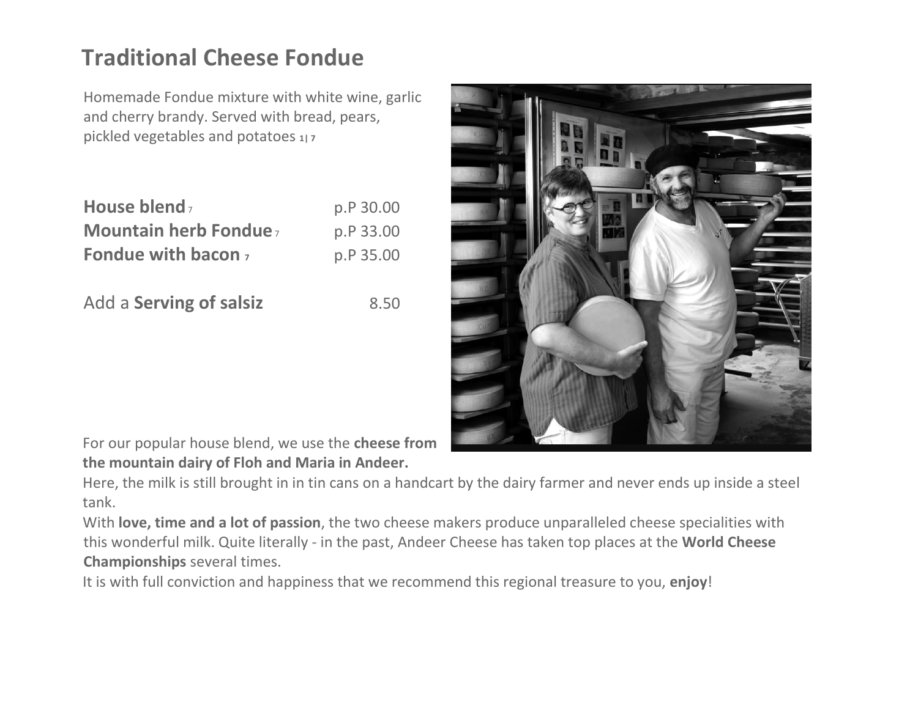# Traditional Cheese Fondue

Homemade Fondue mixture with white wine, garlic and cherry brandy. Served with bread, pears, pickled vegetables and potatoes 1| 7

| | |
|---|---|
| **House blend** 7 | p.P 30.00 |
| **Mountain herb Fondue** 7 | p.P 33.00 |
| **Fondue with bacon** 7 | p.P 35.00 |
| Add a **Serving of salsiz** | 8.50 |

For our popular house blend, we use the **cheese from the mountain dairy of Floh and Maria in Andeer.**
Here, the milk is still brought in in tin cans on a handcart by the dairy farmer and never ends up inside a steel tank.
With **love, time and a lot of passion**, the two cheese makers produce unparalleled cheese specialities with this wonderful milk. Quite literally - in the past, Andeer Cheese has taken top places at the **World Cheese Championships** several times.
It is with full conviction and happiness that we recommend this regional treasure to you, **enjoy**!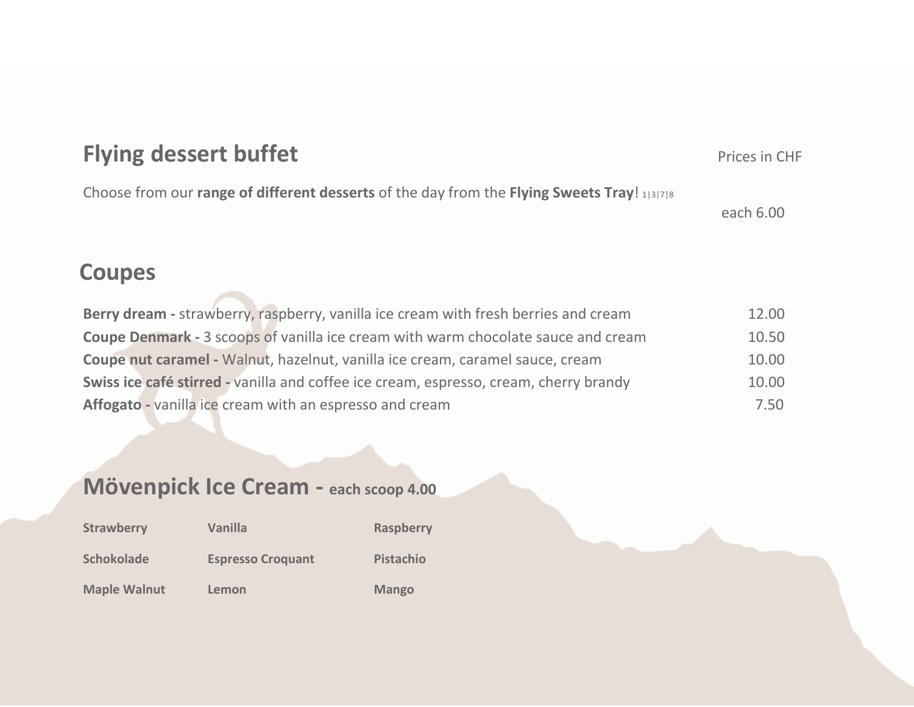## Flying dessert buffet

Prices in CHF

Choose from our **range of different desserts** of the day from the **Flying Sweets Tray**! 1|3|7|8

each 6.00

## Coupes

| Item | Price |
|---|---|
| **Berry dream -** strawberry, raspberry, vanilla ice cream with fresh berries and cream | 12.00 |
| **Coupe Denmark -** 3 scoops of vanilla ice cream with warm chocolate sauce and cream | 10.50 |
| **Coupe nut caramel -** Walnut, hazelnut, vanilla ice cream, caramel sauce, cream | 10.00 |
| **Swiss ice café stirred -** vanilla and coffee ice cream, espresso, cream, cherry brandy | 10.00 |
| **Affogato -** vanilla ice cream with an espresso and cream | 7.50 |

## Mövenpick Ice Cream - each scoop 4.00

| | | |
|---|---|---|
| **Strawberry** | **Vanilla** | **Raspberry** |
| **Schokolade** | **Espresso Croquant** | **Pistachio** |
| **Maple Walnut** | **Lemon** | **Mango** |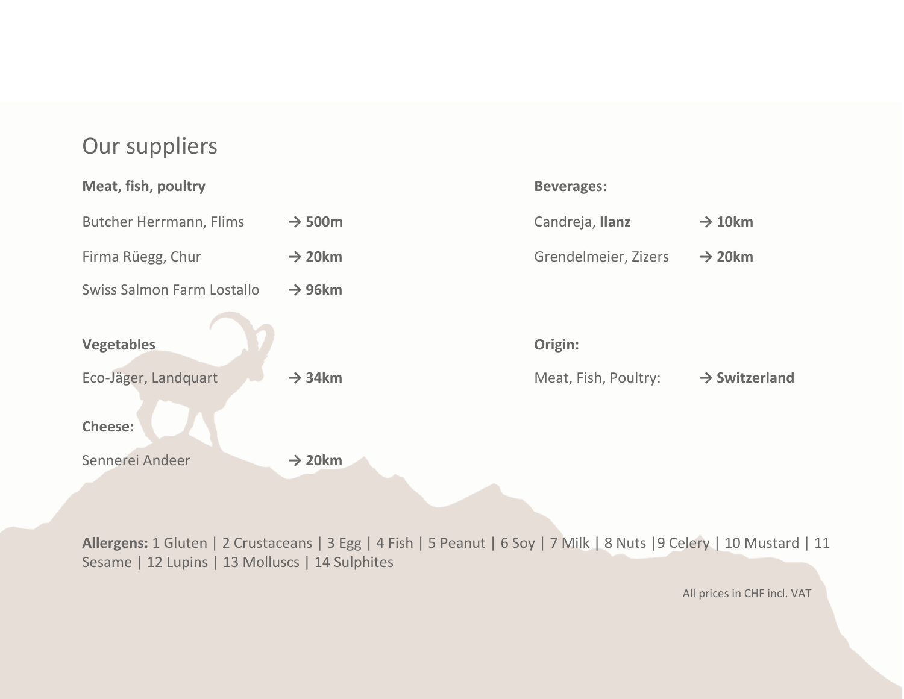## Our suppliers

**Meat, fish, poultry**

Butcher Herrmann, Flims **→ 500m**

Firma Rüegg, Chur **→ 20km**

Swiss Salmon Farm Lostallo **→ 96km**

**Vegetables**

Eco-Jäger, Landquart **→ 34km**

**Cheese:**

Sennerei Andeer **→ 20km**

**Beverages:**

Candreja, **Ilanz** **→ 10km**

Grendelmeier, Zizers **→ 20km**

**Origin:**

Meat, Fish, Poultry: **→ Switzerland**

**Allergens:** 1 Gluten | 2 Crustaceans | 3 Egg | 4 Fish | 5 Peanut | 6 Soy | 7 Milk | 8 Nuts |9 Celery | 10 Mustard | 11 Sesame | 12 Lupins | 13 Molluscs | 14 Sulphites

All prices in CHF incl. VAT